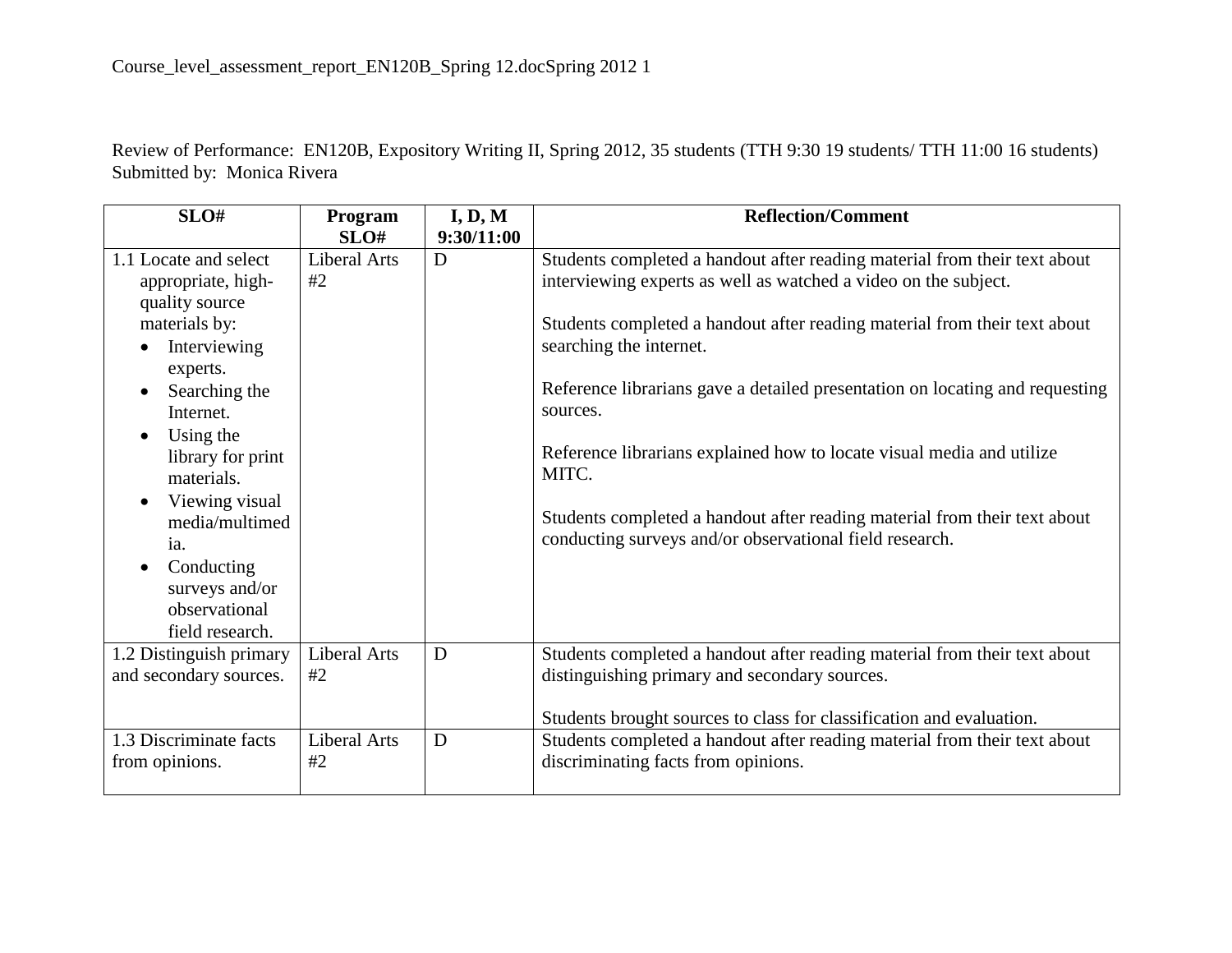Review of Performance: EN120B, Expository Writing II, Spring 2012, 35 students (TTH 9:30 19 students/ TTH 11:00 16 students)
Submitted by: Monica Rivera

| SLO# | Program SLO# | I, D, M 9:30/11:00 | Reflection/Comment |
|---|---|---|---|
| 1.1 Locate and select appropriate, high-quality source materials by: <br>• Interviewing experts. <br>• Searching the Internet. <br>• Using the library for print materials. <br>• Viewing visual media/multimedia. <br>• Conducting surveys and/or observational field research. | Liberal Arts #2 | D | Students completed a handout after reading material from their text about interviewing experts as well as watched a video on the subject. <br><br>Students completed a handout after reading material from their text about searching the internet. <br><br>Reference librarians gave a detailed presentation on locating and requesting sources. <br><br>Reference librarians explained how to locate visual media and utilize MITC. <br><br>Students completed a handout after reading material from their text about conducting surveys and/or observational field research. |
| 1.2 Distinguish primary and secondary sources. | Liberal Arts #2 | D | Students completed a handout after reading material from their text about distinguishing primary and secondary sources. <br><br>Students brought sources to class for classification and evaluation. |
| 1.3 Discriminate facts from opinions. | Liberal Arts #2 | D | Students completed a handout after reading material from their text about discriminating facts from opinions. |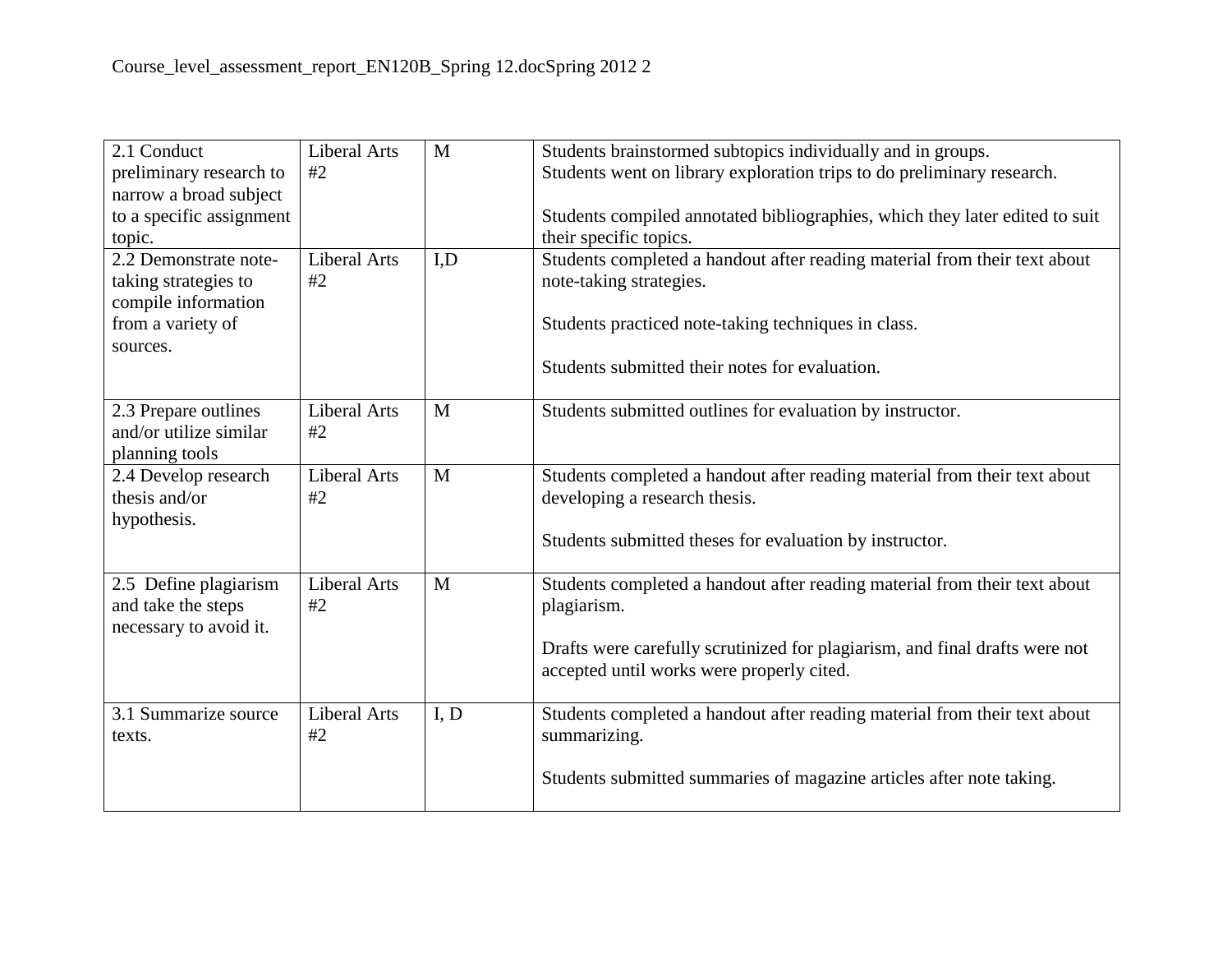| 2.1 Conduct preliminary research to narrow a broad subject to a specific assignment topic. | Liberal Arts #2 | M | Students brainstormed subtopics individually and in groups.<br>Students went on library exploration trips to do preliminary research.<br><br>Students compiled annotated bibliographies, which they later edited to suit their specific topics. |
|---|---|---|---|
| 2.2 Demonstrate note-taking strategies to compile information from a variety of sources. | Liberal Arts #2 | I,D | Students completed a handout after reading material from their text about note-taking strategies.<br><br>Students practiced note-taking techniques in class.<br><br>Students submitted their notes for evaluation. |
| 2.3 Prepare outlines and/or utilize similar planning tools | Liberal Arts #2 | M | Students submitted outlines for evaluation by instructor. |
| 2.4 Develop research thesis and/or hypothesis. | Liberal Arts #2 | M | Students completed a handout after reading material from their text about developing a research thesis.<br><br>Students submitted theses for evaluation by instructor. |
| 2.5 Define plagiarism and take the steps necessary to avoid it. | Liberal Arts #2 | M | Students completed a handout after reading material from their text about plagiarism.<br><br>Drafts were carefully scrutinized for plagiarism, and final drafts were not accepted until works were properly cited. |
| 3.1 Summarize source texts. | Liberal Arts #2 | I, D | Students completed a handout after reading material from their text about summarizing.<br><br>Students submitted summaries of magazine articles after note taking. |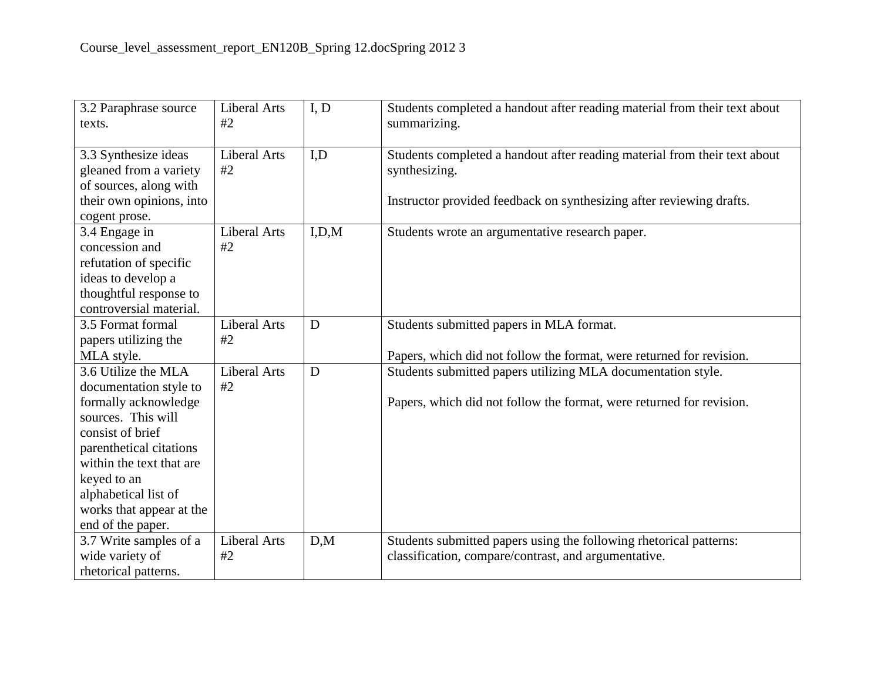| 3.2 Paraphrase source texts. | Liberal Arts #2 | I, D | Students completed a handout after reading material from their text about summarizing. |
|---|---|---|---|
| 3.3 Synthesize ideas gleaned from a variety of sources, along with their own opinions, into cogent prose. | Liberal Arts #2 | I,D | Students completed a handout after reading material from their text about synthesizing.<br><br>Instructor provided feedback on synthesizing after reviewing drafts. |
| 3.4 Engage in concession and refutation of specific ideas to develop a thoughtful response to controversial material. | Liberal Arts #2 | I,D,M | Students wrote an argumentative research paper. |
| 3.5 Format formal papers utilizing the MLA style. | Liberal Arts #2 | D | Students submitted papers in MLA format.<br><br>Papers, which did not follow the format, were returned for revision. |
| 3.6 Utilize the MLA documentation style to formally acknowledge sources. This will consist of brief parenthetical citations within the text that are keyed to an alphabetical list of works that appear at the end of the paper. | Liberal Arts #2 | D | Students submitted papers utilizing MLA documentation style.<br><br>Papers, which did not follow the format, were returned for revision. |
| 3.7 Write samples of a wide variety of rhetorical patterns. | Liberal Arts #2 | D,M | Students submitted papers using the following rhetorical patterns: classification, compare/contrast, and argumentative. |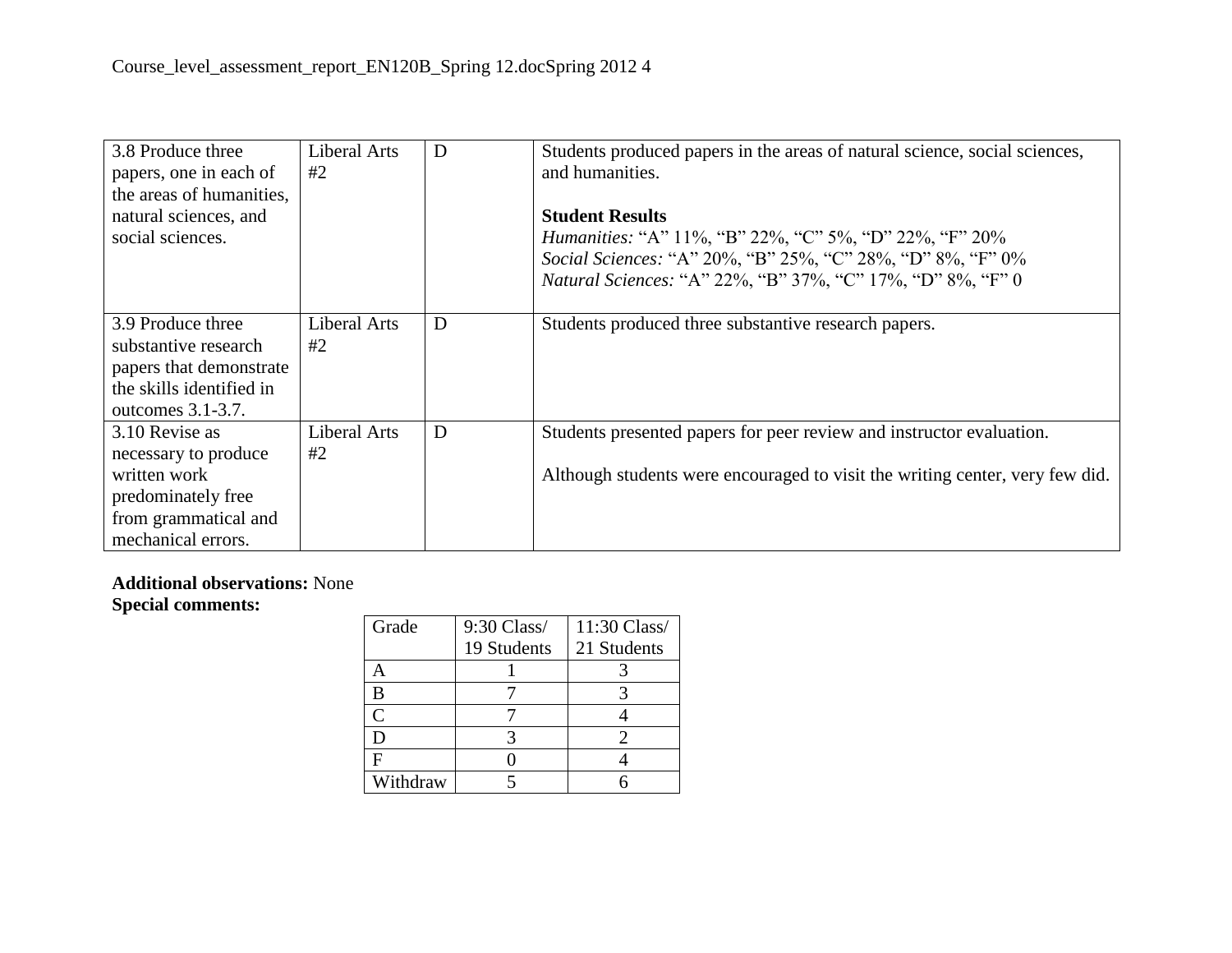| 3.8 Produce three papers, one in each of the areas of humanities, natural sciences, and social sciences. | Liberal Arts #2 | D | Students produced papers in the areas of natural science, social sciences, and humanities.<br><br>**Student Results**<br>*Humanities:* "A" 11%, "B" 22%, "C" 5%, "D" 22%, "F" 20%<br>*Social Sciences:* "A" 20%, "B" 25%, "C" 28%, "D" 8%, "F" 0%<br>*Natural Sciences:* "A" 22%, "B" 37%, "C" 17%, "D" 8%, "F" 0 |
|---|---|---|---|
| 3.9 Produce three substantive research papers that demonstrate the skills identified in outcomes 3.1-3.7. | Liberal Arts #2 | D | Students produced three substantive research papers. |
| 3.10 Revise as necessary to produce written work predominately free from grammatical and mechanical errors. | Liberal Arts #2 | D | Students presented papers for peer review and instructor evaluation.<br><br>Although students were encouraged to visit the writing center, very few did. |

**Additional observations:** None

**Special comments:**

| Grade | 9:30 Class/ 19 Students | 11:30 Class/ 21 Students |
|---|---|---|
| A | 1 | 3 |
| B | 7 | 3 |
| C | 7 | 4 |
| D | 3 | 2 |
| F | 0 | 4 |
| Withdraw | 5 | 6 |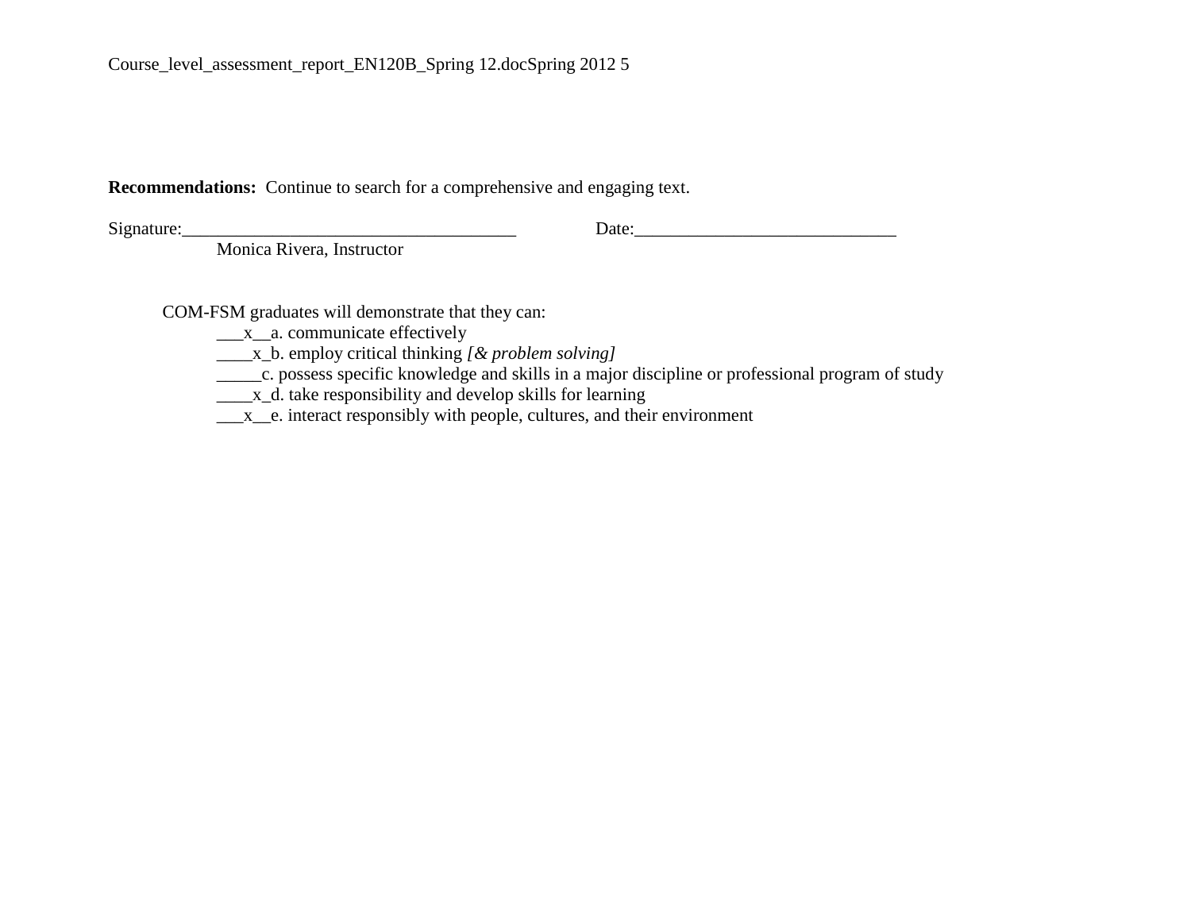**Recommendations:** Continue to search for a comprehensive and engaging text.

Signature:_____________________________________ Date:_____________________________

Monica Rivera, Instructor

COM-FSM graduates will demonstrate that they can:

___x__a. communicate effectively

____x_b. employ critical thinking *[& problem solving]*

_____c. possess specific knowledge and skills in a major discipline or professional program of study

____x_d. take responsibility and develop skills for learning

___x__e. interact responsibly with people, cultures, and their environment